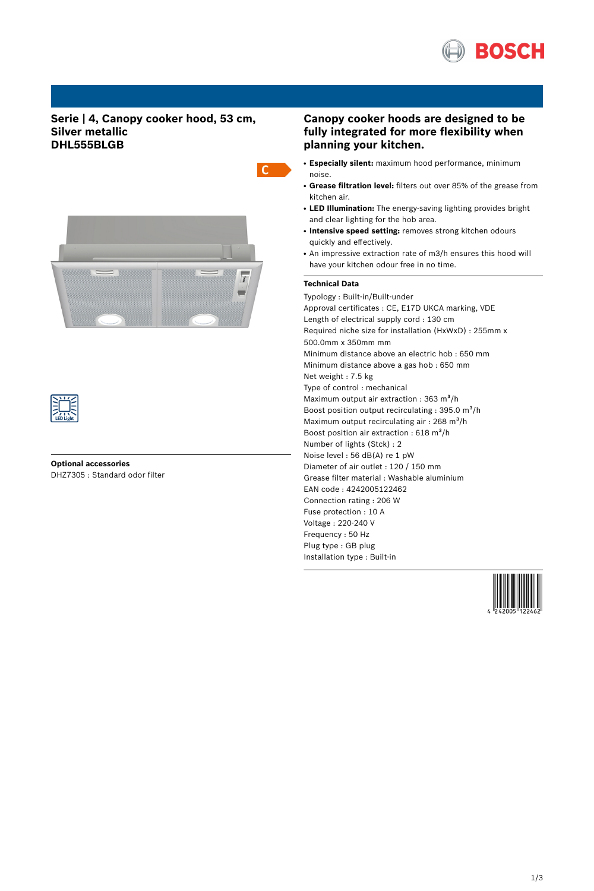# Serie | 4, Canopy cooker hood, 53 cm, Silver metallic
# DHL555BLGB

C

LED Light

## Canopy cooker hoods are designed to be fully integrated for more flexibility when planning your kitchen.

- **Especially silent:** maximum hood performance, minimum noise.
- **Grease filtration level:** filters out over 85% of the grease from kitchen air.
- **LED Illumination:** The energy-saving lighting provides bright and clear lighting for the hob area.
- **Intensive speed setting:** removes strong kitchen odours quickly and effectively.
- An impressive extraction rate of m3/h ensures this hood will have your kitchen odour free in no time.

### Technical Data

Typology : Built-in/Built-under
Approval certificates : CE, E17D UKCA marking, VDE
Length of electrical supply cord : 130 cm
Required niche size for installation (HxWxD) : 255mm x 500.0mm x 350mm mm
Minimum distance above an electric hob : 650 mm
Minimum distance above a gas hob : 650 mm
Net weight : 7.5 kg
Type of control : mechanical
Maximum output air extraction : 363 $m^3$/h
Boost position output recirculating : 395.0 $m^3$/h
Maximum output recirculating air : 268 $m^3$/h
Boost position air extraction : 618 $m^3$/h
Number of lights (Stck) : 2
Noise level : 56 dB(A) re 1 pW
Diameter of air outlet : 120 / 150 mm
Grease filter material : Washable aluminium
EAN code : 4242005122462
Connection rating : 206 W
Fuse protection : 10 A
Voltage : 220-240 V
Frequency : 50 Hz
Plug type : GB plug
Installation type : Built-in

4 242005 122462

### Optional accessories

DHZ7305 : Standard odor filter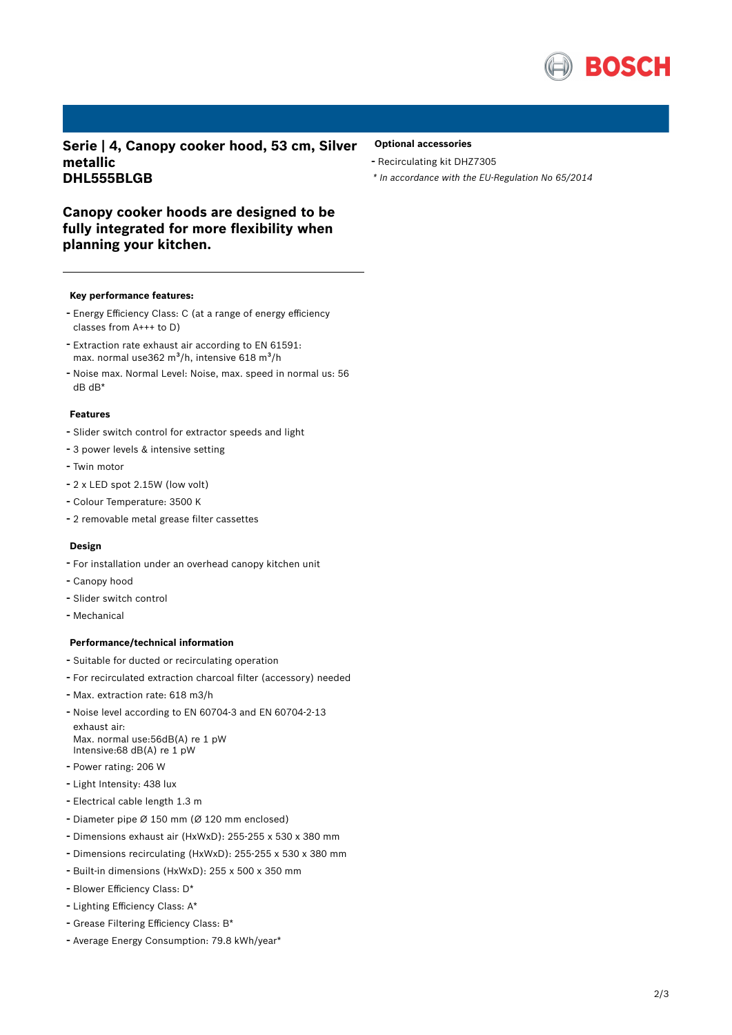# Serie | 4, Canopy cooker hood, 53 cm, Silver metallic
# DHL555BLGB

## Canopy cooker hoods are designed to be fully integrated for more flexibility when planning your kitchen.

---

### Key performance features:

- Energy Efficiency Class: C (at a range of energy efficiency classes from A+++ to D)
- Extraction rate exhaust air according to EN 61591: max. normal use362 $m^3$/h, intensive 618 $m^3$/h
- Noise max. Normal Level: Noise, max. speed in normal us: 56 dB dB*

### Features

- Slider switch control for extractor speeds and light
- 3 power levels & intensive setting
- Twin motor
- 2 x LED spot 2.15W (low volt)
- Colour Temperature: 3500 K
- 2 removable metal grease filter cassettes

### Design

- For installation under an overhead canopy kitchen unit
- Canopy hood
- Slider switch control
- Mechanical

### Performance/technical information

- Suitable for ducted or recirculating operation
- For recirculated extraction charcoal filter (accessory) needed
- Max. extraction rate: 618 m3/h
- Noise level according to EN 60704-3 and EN 60704-2-13 exhaust air:
  Max. normal use:56dB(A) re 1 pW
  Intensive:68 dB(A) re 1 pW
- Power rating: 206 W
- Light Intensity: 438 lux
- Electrical cable length 1.3 m
- Diameter pipe Ø 150 mm (Ø 120 mm enclosed)
- Dimensions exhaust air (HxWxD): 255-255 x 530 x 380 mm
- Dimensions recirculating (HxWxD): 255-255 x 530 x 380 mm
- Built-in dimensions (HxWxD): 255 x 500 x 350 mm
- Blower Efficiency Class: D*
- Lighting Efficiency Class: A*
- Grease Filtering Efficiency Class: B*
- Average Energy Consumption: 79.8 kWh/year*

### Optional accessories

- Recirculating kit DHZ7305

*\* In accordance with the EU-Regulation No 65/2014*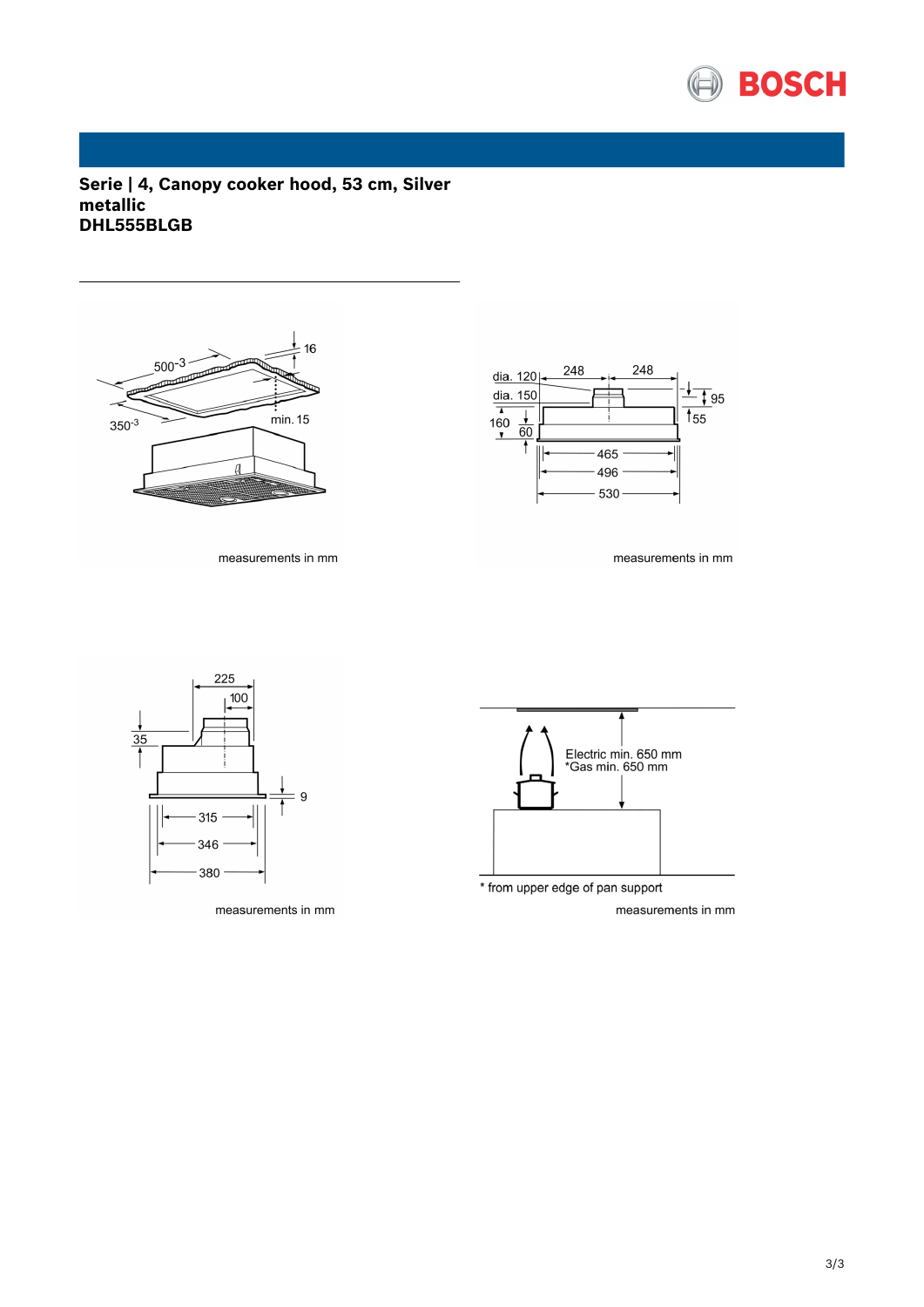**Serie | 4, Canopy cooker hood, 53 cm, Silver metallic**
**DHL555BLGB**

500-3
16
350-3
min. 15

measurements in mm

dia. 120
248
248
dia. 150
95
160
60
55
465
496
530

measurements in mm

225
100
35
9
315
346
380

measurements in mm

Electric min. 650 mm
*Gas min. 650 mm

* from upper edge of pan support

measurements in mm